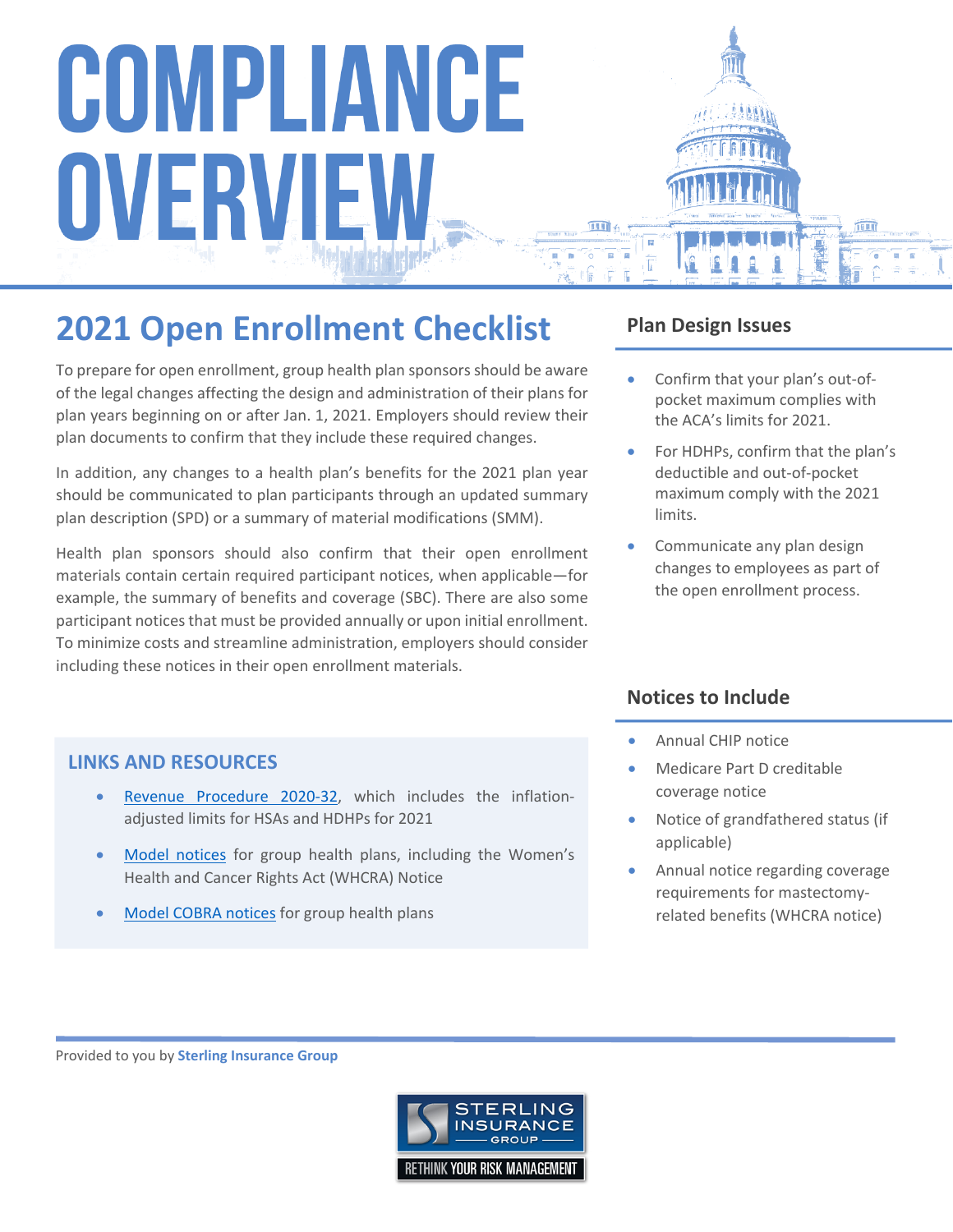# COMPLIANCE OVERVIEW

## 2021 Open Enrollment Checklist

To prepare for open enrollment, group health plan sponsors should be aware of the legal changes affecting the design and administration of their plans for plan years beginning on or after Jan. 1, 2021. Employers should review their plan documents to confirm that they include these required changes.

In addition, any changes to a health plan's benefits for the 2021 plan year should be communicated to plan participants through an updated summary plan description (SPD) or a summary of material modifications (SMM).

Health plan sponsors should also confirm that their open enrollment materials contain certain required participant notices, when applicable—for example, the summary of benefits and coverage (SBC). There are also some participant notices that must be provided annually or upon initial enrollment. To minimize costs and streamline administration, employers should consider including these notices in their open enrollment materials.

### LINKS AND RESOURCES

- Revenue Procedure 2020-32, which includes the inflation-adjusted limits for HSAs and HDHPs for 2021
- Model notices for group health plans, including the Women's Health and Cancer Rights Act (WHCRA) Notice
- Model COBRA notices for group health plans

### Plan Design Issues

- Confirm that your plan's out-of-pocket maximum complies with the ACA's limits for 2021.
- For HDHPs, confirm that the plan's deductible and out-of-pocket maximum comply with the 2021 limits.
- Communicate any plan design changes to employees as part of the open enrollment process.

### Notices to Include

- Annual CHIP notice
- Medicare Part D creditable coverage notice
- Notice of grandfathered status (if applicable)
- Annual notice regarding coverage requirements for mastectomy-related benefits (WHCRA notice)

Provided to you by **Sterling Insurance Group**

STERLING INSURANCE GROUP
RETHINK YOUR RISK MANAGEMENT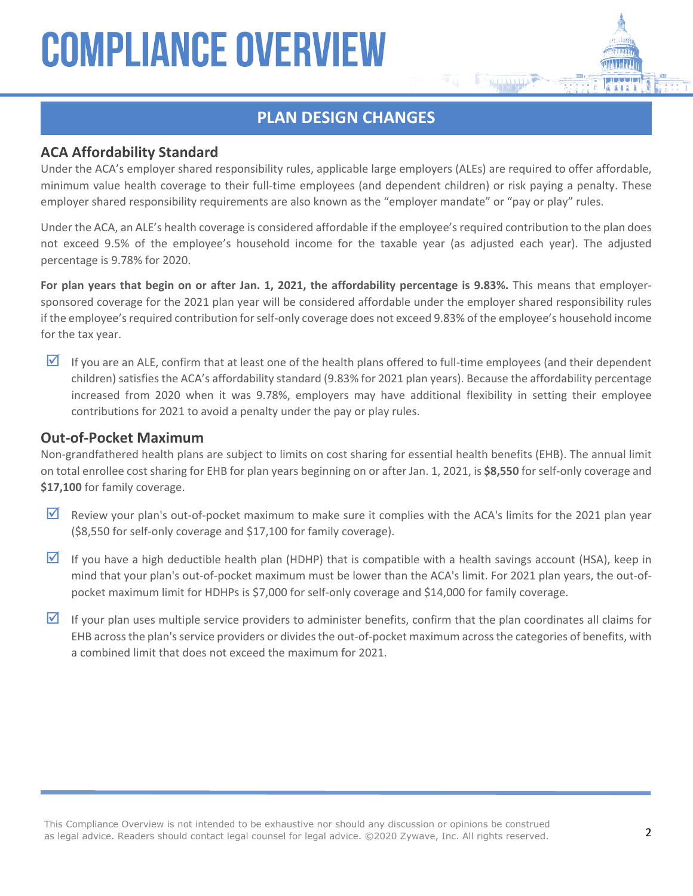## PLAN DESIGN CHANGES

### ACA Affordability Standard

Under the ACA's employer shared responsibility rules, applicable large employers (ALEs) are required to offer affordable, minimum value health coverage to their full-time employees (and dependent children) or risk paying a penalty. These employer shared responsibility requirements are also known as the "employer mandate" or "pay or play" rules.

Under the ACA, an ALE's health coverage is considered affordable if the employee's required contribution to the plan does not exceed 9.5% of the employee's household income for the taxable year (as adjusted each year). The adjusted percentage is 9.78% for 2020.

**For plan years that begin on or after Jan. 1, 2021, the affordability percentage is 9.83%.** This means that employer-sponsored coverage for the 2021 plan year will be considered affordable under the employer shared responsibility rules if the employee's required contribution for self-only coverage does not exceed 9.83% of the employee's household income for the tax year.

- ☑ If you are an ALE, confirm that at least one of the health plans offered to full-time employees (and their dependent children) satisfies the ACA's affordability standard (9.83% for 2021 plan years). Because the affordability percentage increased from 2020 when it was 9.78%, employers may have additional flexibility in setting their employee contributions for 2021 to avoid a penalty under the pay or play rules.

### Out-of-Pocket Maximum

Non-grandfathered health plans are subject to limits on cost sharing for essential health benefits (EHB). The annual limit on total enrollee cost sharing for EHB for plan years beginning on or after Jan. 1, 2021, is **$8,550** for self-only coverage and **$17,100** for family coverage.

- ☑ Review your plan's out-of-pocket maximum to make sure it complies with the ACA's limits for the 2021 plan year ($8,550 for self-only coverage and $17,100 for family coverage).
- ☑ If you have a high deductible health plan (HDHP) that is compatible with a health savings account (HSA), keep in mind that your plan's out-of-pocket maximum must be lower than the ACA's limit. For 2021 plan years, the out-of-pocket maximum limit for HDHPs is $7,000 for self-only coverage and $14,000 for family coverage.
- ☑ If your plan uses multiple service providers to administer benefits, confirm that the plan coordinates all claims for EHB across the plan's service providers or divides the out-of-pocket maximum across the categories of benefits, with a combined limit that does not exceed the maximum for 2021.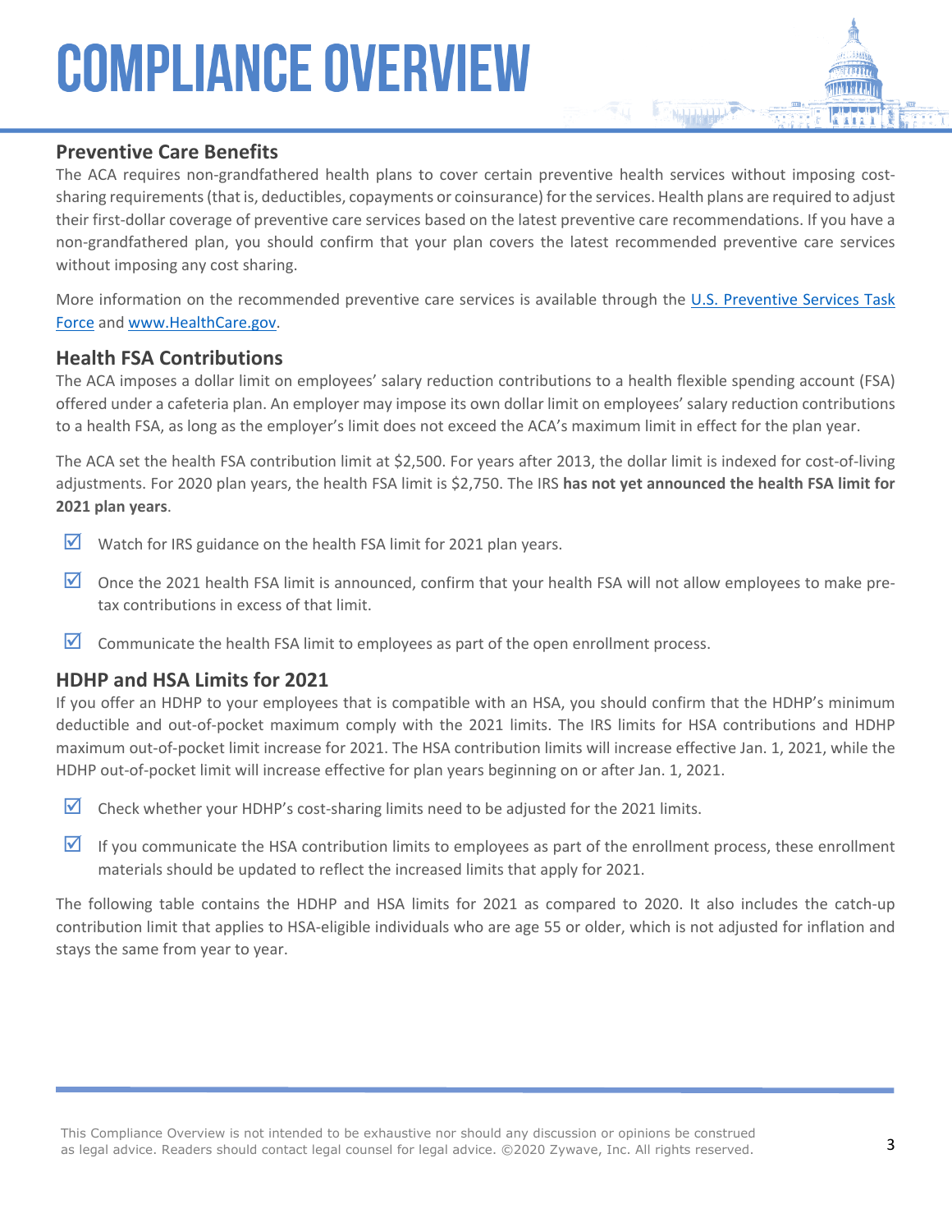# COMPLIANCE OVERVIEW

## Preventive Care Benefits

The ACA requires non-grandfathered health plans to cover certain preventive health services without imposing cost-sharing requirements (that is, deductibles, copayments or coinsurance) for the services. Health plans are required to adjust their first-dollar coverage of preventive care services based on the latest preventive care recommendations. If you have a non-grandfathered plan, you should confirm that your plan covers the latest recommended preventive care services without imposing any cost sharing.

More information on the recommended preventive care services is available through the U.S. Preventive Services Task Force and www.HealthCare.gov.

## Health FSA Contributions

The ACA imposes a dollar limit on employees' salary reduction contributions to a health flexible spending account (FSA) offered under a cafeteria plan. An employer may impose its own dollar limit on employees' salary reduction contributions to a health FSA, as long as the employer's limit does not exceed the ACA's maximum limit in effect for the plan year.

The ACA set the health FSA contribution limit at $2,500. For years after 2013, the dollar limit is indexed for cost-of-living adjustments. For 2020 plan years, the health FSA limit is $2,750. The IRS **has not yet announced the health FSA limit for 2021 plan years**.

- ☑ Watch for IRS guidance on the health FSA limit for 2021 plan years.
- ☑ Once the 2021 health FSA limit is announced, confirm that your health FSA will not allow employees to make pre-tax contributions in excess of that limit.
- ☑ Communicate the health FSA limit to employees as part of the open enrollment process.

## HDHP and HSA Limits for 2021

If you offer an HDHP to your employees that is compatible with an HSA, you should confirm that the HDHP's minimum deductible and out-of-pocket maximum comply with the 2021 limits. The IRS limits for HSA contributions and HDHP maximum out-of-pocket limit increase for 2021. The HSA contribution limits will increase effective Jan. 1, 2021, while the HDHP out-of-pocket limit will increase effective for plan years beginning on or after Jan. 1, 2021.

- ☑ Check whether your HDHP's cost-sharing limits need to be adjusted for the 2021 limits.
- ☑ If you communicate the HSA contribution limits to employees as part of the enrollment process, these enrollment materials should be updated to reflect the increased limits that apply for 2021.

The following table contains the HDHP and HSA limits for 2021 as compared to 2020. It also includes the catch-up contribution limit that applies to HSA-eligible individuals who are age 55 or older, which is not adjusted for inflation and stays the same from year to year.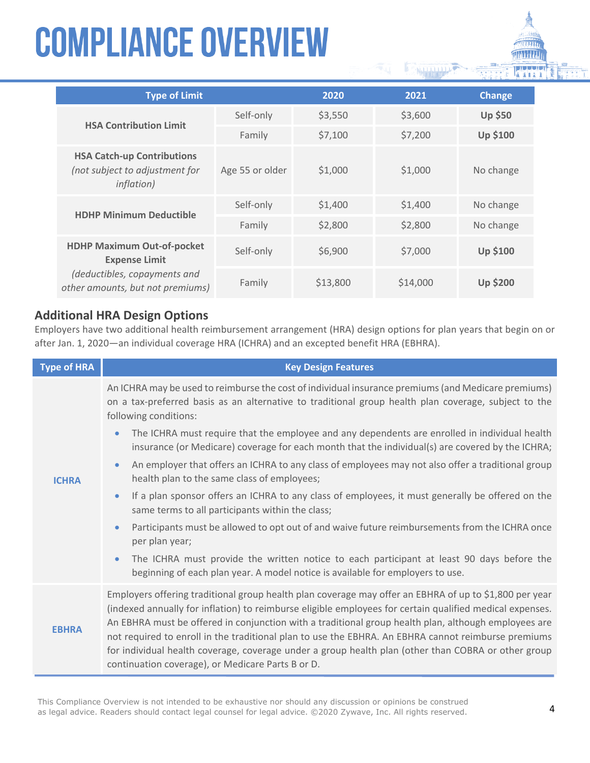# COMPLIANCE OVERVIEW

| Type of Limit | | 2020 | 2021 | Change |
|---|---|---|---|---|
| **HSA Contribution Limit** | Self-only | $3,550 | $3,600 | **Up $50** |
| | Family | $7,100 | $7,200 | **Up $100** |
| **HSA Catch-up Contributions** *(not subject to adjustment for inflation)* | Age 55 or older | $1,000 | $1,000 | No change |
| **HDHP Minimum Deductible** | Self-only | $1,400 | $1,400 | No change |
| | Family | $2,800 | $2,800 | No change |
| **HDHP Maximum Out-of-pocket Expense Limit** *(deductibles, copayments and other amounts, but not premiums)* | Self-only | $6,900 | $7,000 | **Up $100** |
| | Family | $13,800 | $14,000 | **Up $200** |

## Additional HRA Design Options

Employers have two additional health reimbursement arrangement (HRA) design options for plan years that begin on or after Jan. 1, 2020—an individual coverage HRA (ICHRA) and an excepted benefit HRA (EBHRA).

| Type of HRA | Key Design Features |
|---|---|
| **ICHRA** | An ICHRA may be used to reimburse the cost of individual insurance premiums (and Medicare premiums) on a tax-preferred basis as an alternative to traditional group health plan coverage, subject to the following conditions: <br>• The ICHRA must require that the employee and any dependents are enrolled in individual health insurance (or Medicare) coverage for each month that the individual(s) are covered by the ICHRA; <br>• An employer that offers an ICHRA to any class of employees may not also offer a traditional group health plan to the same class of employees; <br>• If a plan sponsor offers an ICHRA to any class of employees, it must generally be offered on the same terms to all participants within the class; <br>• Participants must be allowed to opt out of and waive future reimbursements from the ICHRA once per plan year; <br>• The ICHRA must provide the written notice to each participant at least 90 days before the beginning of each plan year. A model notice is available for employers to use. |
| **EBHRA** | Employers offering traditional group health plan coverage may offer an EBHRA of up to $1,800 per year (indexed annually for inflation) to reimburse eligible employees for certain qualified medical expenses. An EBHRA must be offered in conjunction with a traditional group health plan, although employees are not required to enroll in the traditional plan to use the EBHRA. An EBHRA cannot reimburse premiums for individual health coverage, coverage under a group health plan (other than COBRA or other group continuation coverage), or Medicare Parts B or D. |

This Compliance Overview is not intended to be exhaustive nor should any discussion or opinions be construed as legal advice. Readers should contact legal counsel for legal advice. ©2020 Zywave, Inc. All rights reserved.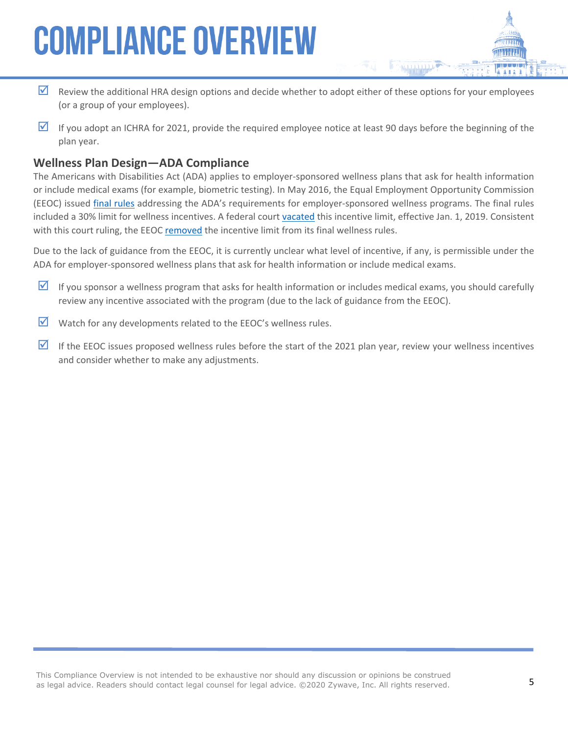- ☑ Review the additional HRA design options and decide whether to adopt either of these options for your employees (or a group of your employees).

- ☑ If you adopt an ICHRA for 2021, provide the required employee notice at least 90 days before the beginning of the plan year.

### Wellness Plan Design—ADA Compliance

The Americans with Disabilities Act (ADA) applies to employer-sponsored wellness plans that ask for health information or include medical exams (for example, biometric testing). In May 2016, the Equal Employment Opportunity Commission (EEOC) issued final rules addressing the ADA's requirements for employer-sponsored wellness programs. The final rules included a 30% limit for wellness incentives. A federal court vacated this incentive limit, effective Jan. 1, 2019. Consistent with this court ruling, the EEOC removed the incentive limit from its final wellness rules.

Due to the lack of guidance from the EEOC, it is currently unclear what level of incentive, if any, is permissible under the ADA for employer-sponsored wellness plans that ask for health information or include medical exams.

- ☑ If you sponsor a wellness program that asks for health information or includes medical exams, you should carefully review any incentive associated with the program (due to the lack of guidance from the EEOC).

- ☑ Watch for any developments related to the EEOC's wellness rules.

- ☑ If the EEOC issues proposed wellness rules before the start of the 2021 plan year, review your wellness incentives and consider whether to make any adjustments.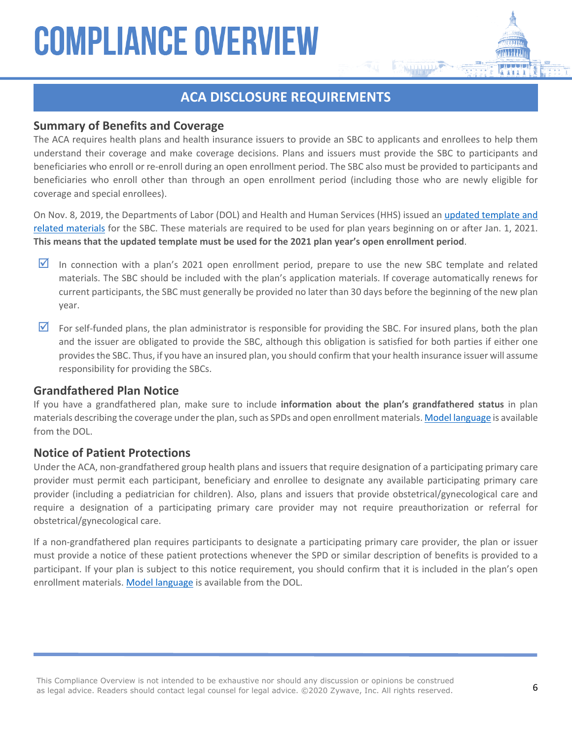## ACA DISCLOSURE REQUIREMENTS

### Summary of Benefits and Coverage

The ACA requires health plans and health insurance issuers to provide an SBC to applicants and enrollees to help them understand their coverage and make coverage decisions. Plans and issuers must provide the SBC to participants and beneficiaries who enroll or re-enroll during an open enrollment period. The SBC also must be provided to participants and beneficiaries who enroll other than through an open enrollment period (including those who are newly eligible for coverage and special enrollees).

On Nov. 8, 2019, the Departments of Labor (DOL) and Health and Human Services (HHS) issued an updated template and related materials for the SBC. These materials are required to be used for plan years beginning on or after Jan. 1, 2021. **This means that the updated template must be used for the 2021 plan year's open enrollment period**.

- ☑ In connection with a plan's 2021 open enrollment period, prepare to use the new SBC template and related materials. The SBC should be included with the plan's application materials. If coverage automatically renews for current participants, the SBC must generally be provided no later than 30 days before the beginning of the new plan year.
- ☑ For self-funded plans, the plan administrator is responsible for providing the SBC. For insured plans, both the plan and the issuer are obligated to provide the SBC, although this obligation is satisfied for both parties if either one provides the SBC. Thus, if you have an insured plan, you should confirm that your health insurance issuer will assume responsibility for providing the SBCs.

### Grandfathered Plan Notice

If you have a grandfathered plan, make sure to include **information about the plan's grandfathered status** in plan materials describing the coverage under the plan, such as SPDs and open enrollment materials. Model language is available from the DOL.

### Notice of Patient Protections

Under the ACA, non-grandfathered group health plans and issuers that require designation of a participating primary care provider must permit each participant, beneficiary and enrollee to designate any available participating primary care provider (including a pediatrician for children). Also, plans and issuers that provide obstetrical/gynecological care and require a designation of a participating primary care provider may not require preauthorization or referral for obstetrical/gynecological care.

If a non-grandfathered plan requires participants to designate a participating primary care provider, the plan or issuer must provide a notice of these patient protections whenever the SPD or similar description of benefits is provided to a participant. If your plan is subject to this notice requirement, you should confirm that it is included in the plan's open enrollment materials. Model language is available from the DOL.

This Compliance Overview is not intended to be exhaustive nor should any discussion or opinions be construed as legal advice. Readers should contact legal counsel for legal advice. ©2020 Zywave, Inc. All rights reserved.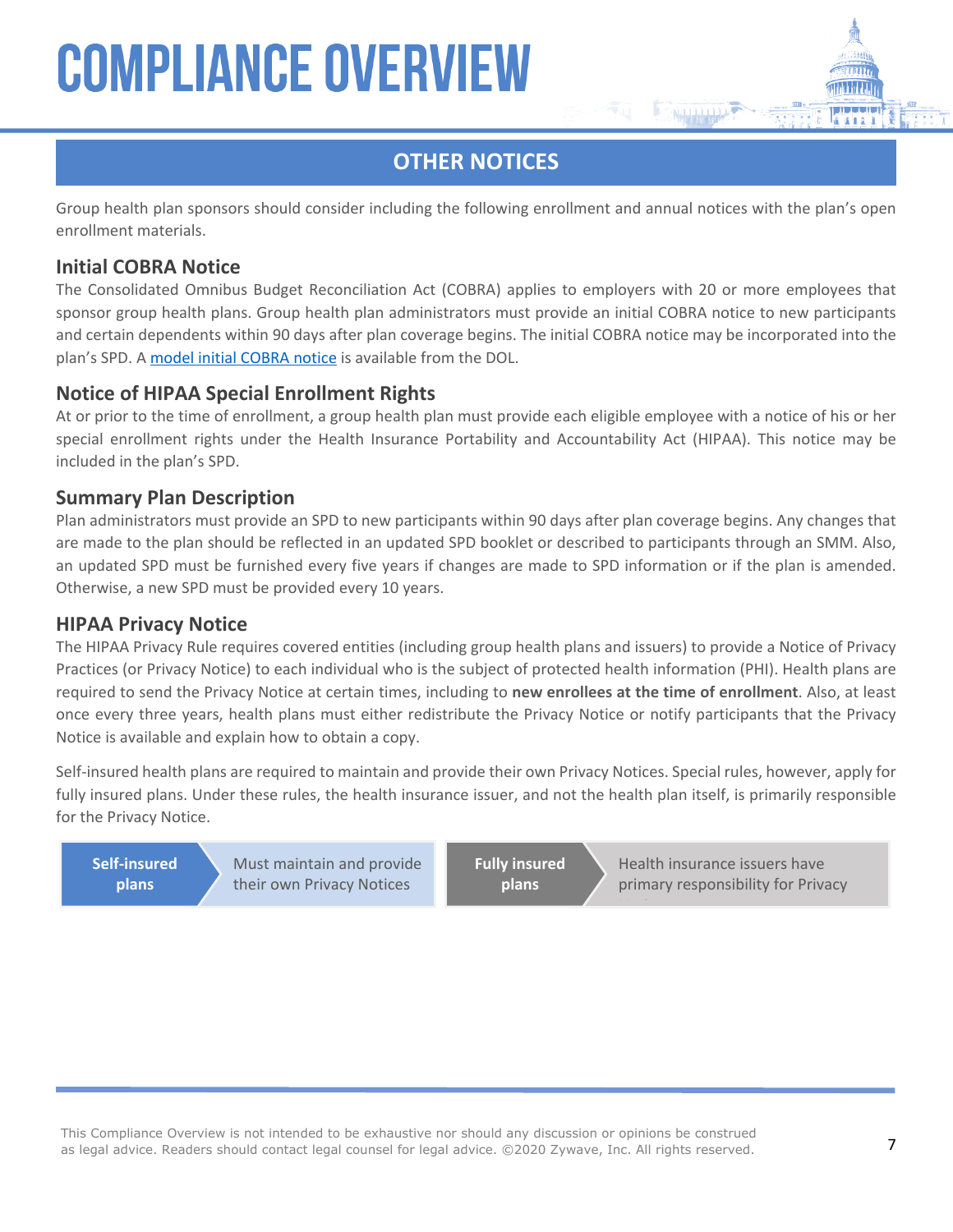# COMPLIANCE OVERVIEW

## OTHER NOTICES

Group health plan sponsors should consider including the following enrollment and annual notices with the plan's open enrollment materials.

### Initial COBRA Notice

The Consolidated Omnibus Budget Reconciliation Act (COBRA) applies to employers with 20 or more employees that sponsor group health plans. Group health plan administrators must provide an initial COBRA notice to new participants and certain dependents within 90 days after plan coverage begins. The initial COBRA notice may be incorporated into the plan's SPD. A model initial COBRA notice is available from the DOL.

### Notice of HIPAA Special Enrollment Rights

At or prior to the time of enrollment, a group health plan must provide each eligible employee with a notice of his or her special enrollment rights under the Health Insurance Portability and Accountability Act (HIPAA). This notice may be included in the plan's SPD.

### Summary Plan Description

Plan administrators must provide an SPD to new participants within 90 days after plan coverage begins. Any changes that are made to the plan should be reflected in an updated SPD booklet or described to participants through an SMM. Also, an updated SPD must be furnished every five years if changes are made to SPD information or if the plan is amended. Otherwise, a new SPD must be provided every 10 years.

### HIPAA Privacy Notice

The HIPAA Privacy Rule requires covered entities (including group health plans and issuers) to provide a Notice of Privacy Practices (or Privacy Notice) to each individual who is the subject of protected health information (PHI). Health plans are required to send the Privacy Notice at certain times, including to **new enrollees at the time of enrollment**. Also, at least once every three years, health plans must either redistribute the Privacy Notice or notify participants that the Privacy Notice is available and explain how to obtain a copy.

Self-insured health plans are required to maintain and provide their own Privacy Notices. Special rules, however, apply for fully insured plans. Under these rules, the health insurance issuer, and not the health plan itself, is primarily responsible for the Privacy Notice.

| | |
|---|---|
| **Self-insured plans** | Must maintain and provide their own Privacy Notices |
| **Fully insured plans** | Health insurance issuers have primary responsibility for Privacy Notices |

This Compliance Overview is not intended to be exhaustive nor should any discussion or opinions be construed as legal advice. Readers should contact legal counsel for legal advice. ©2020 Zywave, Inc. All rights reserved.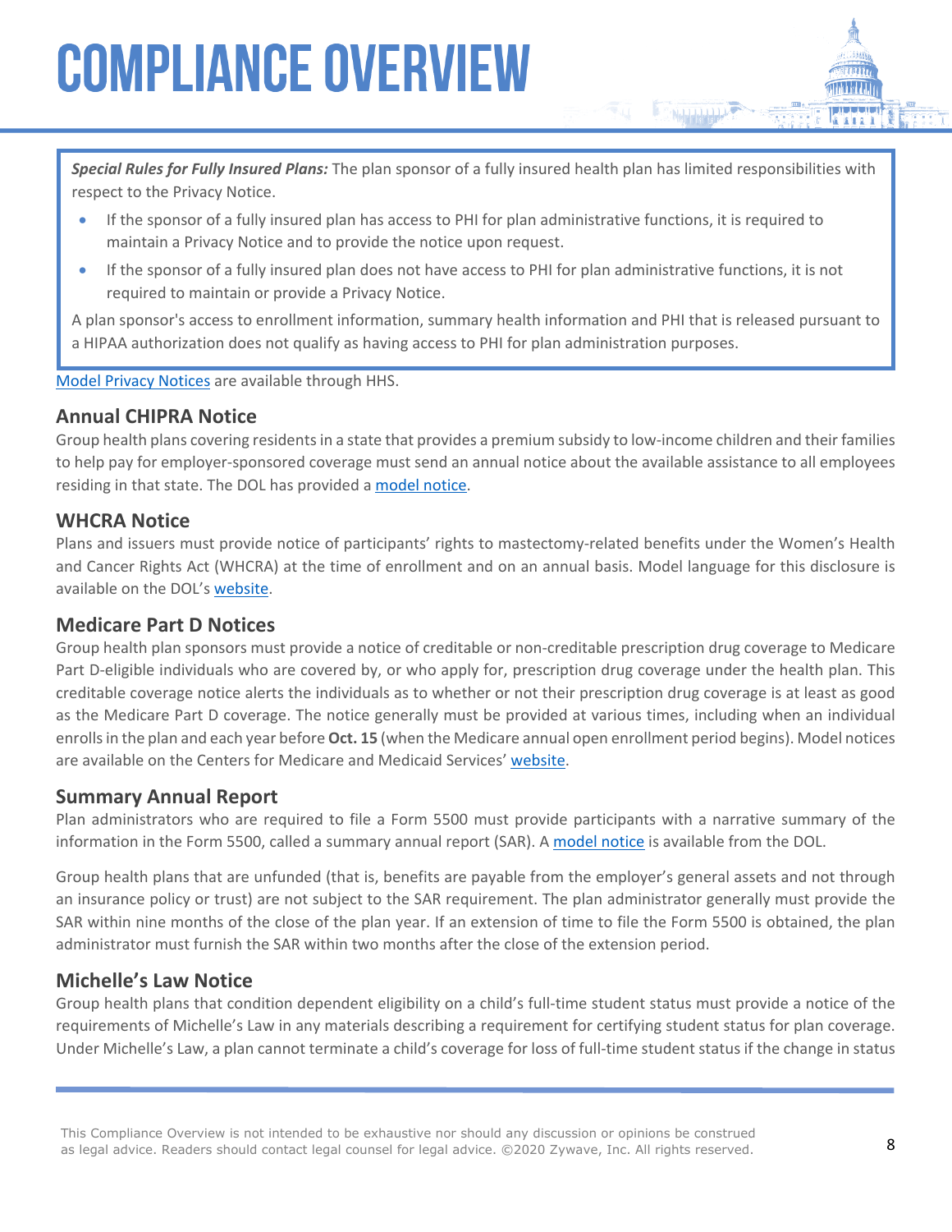*Special Rules for Fully Insured Plans:* The plan sponsor of a fully insured health plan has limited responsibilities with respect to the Privacy Notice.

- If the sponsor of a fully insured plan has access to PHI for plan administrative functions, it is required to maintain a Privacy Notice and to provide the notice upon request.
- If the sponsor of a fully insured plan does not have access to PHI for plan administrative functions, it is not required to maintain or provide a Privacy Notice.

A plan sponsor's access to enrollment information, summary health information and PHI that is released pursuant to a HIPAA authorization does not qualify as having access to PHI for plan administration purposes.

Model Privacy Notices are available through HHS.

## Annual CHIPRA Notice

Group health plans covering residents in a state that provides a premium subsidy to low-income children and their families to help pay for employer-sponsored coverage must send an annual notice about the available assistance to all employees residing in that state. The DOL has provided a model notice.

## WHCRA Notice

Plans and issuers must provide notice of participants' rights to mastectomy-related benefits under the Women's Health and Cancer Rights Act (WHCRA) at the time of enrollment and on an annual basis. Model language for this disclosure is available on the DOL's website.

## Medicare Part D Notices

Group health plan sponsors must provide a notice of creditable or non-creditable prescription drug coverage to Medicare Part D-eligible individuals who are covered by, or who apply for, prescription drug coverage under the health plan. This creditable coverage notice alerts the individuals as to whether or not their prescription drug coverage is at least as good as the Medicare Part D coverage. The notice generally must be provided at various times, including when an individual enrolls in the plan and each year before **Oct. 15** (when the Medicare annual open enrollment period begins). Model notices are available on the Centers for Medicare and Medicaid Services' website.

## Summary Annual Report

Plan administrators who are required to file a Form 5500 must provide participants with a narrative summary of the information in the Form 5500, called a summary annual report (SAR). A model notice is available from the DOL.

Group health plans that are unfunded (that is, benefits are payable from the employer's general assets and not through an insurance policy or trust) are not subject to the SAR requirement. The plan administrator generally must provide the SAR within nine months of the close of the plan year. If an extension of time to file the Form 5500 is obtained, the plan administrator must furnish the SAR within two months after the close of the extension period.

## Michelle's Law Notice

Group health plans that condition dependent eligibility on a child's full-time student status must provide a notice of the requirements of Michelle's Law in any materials describing a requirement for certifying student status for plan coverage. Under Michelle's Law, a plan cannot terminate a child's coverage for loss of full-time student status if the change in status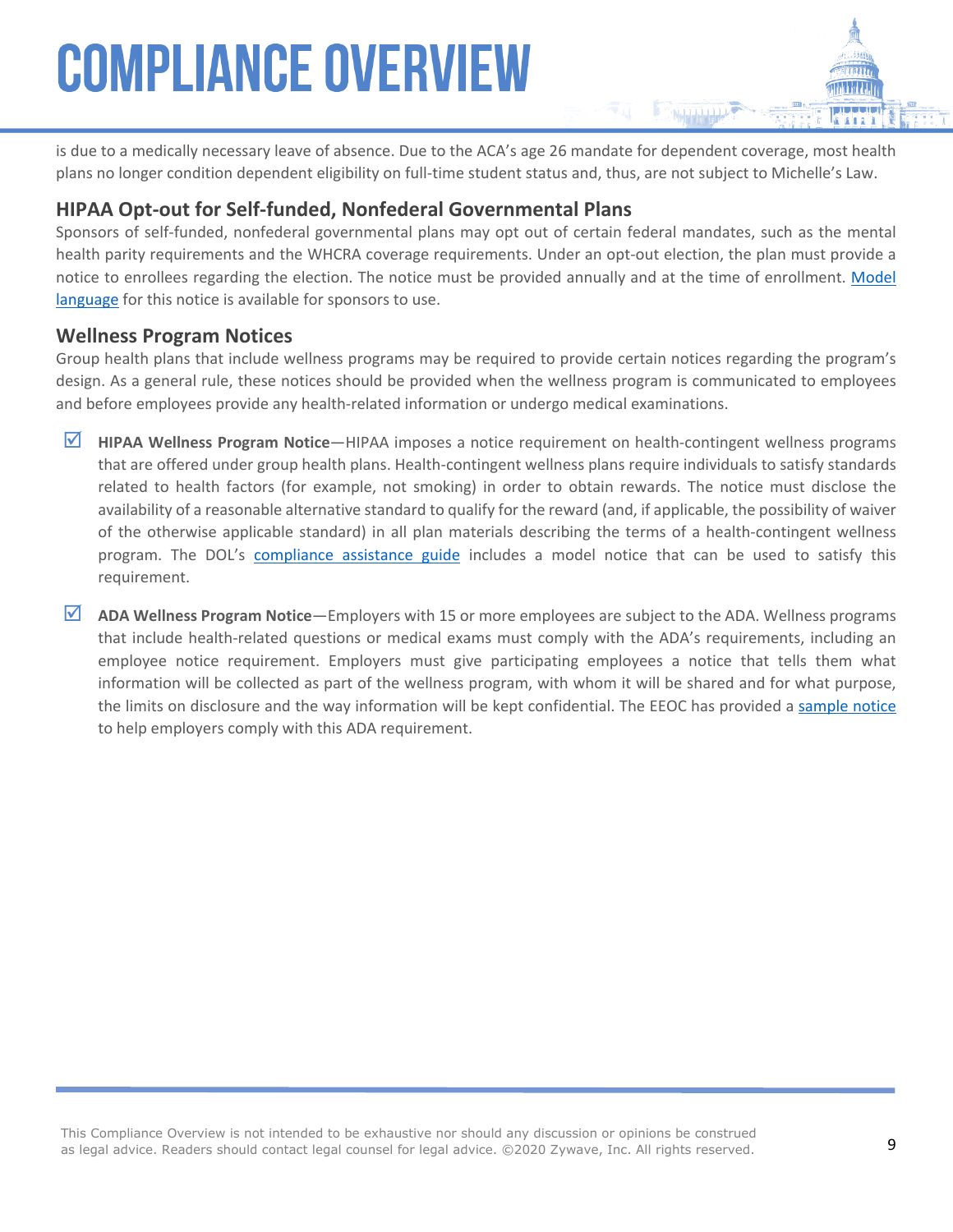is due to a medically necessary leave of absence. Due to the ACA's age 26 mandate for dependent coverage, most health plans no longer condition dependent eligibility on full-time student status and, thus, are not subject to Michelle's Law.

## HIPAA Opt-out for Self-funded, Nonfederal Governmental Plans

Sponsors of self-funded, nonfederal governmental plans may opt out of certain federal mandates, such as the mental health parity requirements and the WHCRA coverage requirements. Under an opt-out election, the plan must provide a notice to enrollees regarding the election. The notice must be provided annually and at the time of enrollment. Model language for this notice is available for sponsors to use.

## Wellness Program Notices

Group health plans that include wellness programs may be required to provide certain notices regarding the program's design. As a general rule, these notices should be provided when the wellness program is communicated to employees and before employees provide any health-related information or undergo medical examinations.

- ☑ **HIPAA Wellness Program Notice**—HIPAA imposes a notice requirement on health-contingent wellness programs that are offered under group health plans. Health-contingent wellness plans require individuals to satisfy standards related to health factors (for example, not smoking) in order to obtain rewards. The notice must disclose the availability of a reasonable alternative standard to qualify for the reward (and, if applicable, the possibility of waiver of the otherwise applicable standard) in all plan materials describing the terms of a health-contingent wellness program. The DOL's compliance assistance guide includes a model notice that can be used to satisfy this requirement.

- ☑ **ADA Wellness Program Notice**—Employers with 15 or more employees are subject to the ADA. Wellness programs that include health-related questions or medical exams must comply with the ADA's requirements, including an employee notice requirement. Employers must give participating employees a notice that tells them what information will be collected as part of the wellness program, with whom it will be shared and for what purpose, the limits on disclosure and the way information will be kept confidential. The EEOC has provided a sample notice to help employers comply with this ADA requirement.

This Compliance Overview is not intended to be exhaustive nor should any discussion or opinions be construed as legal advice. Readers should contact legal counsel for legal advice. ©2020 Zywave, Inc. All rights reserved.